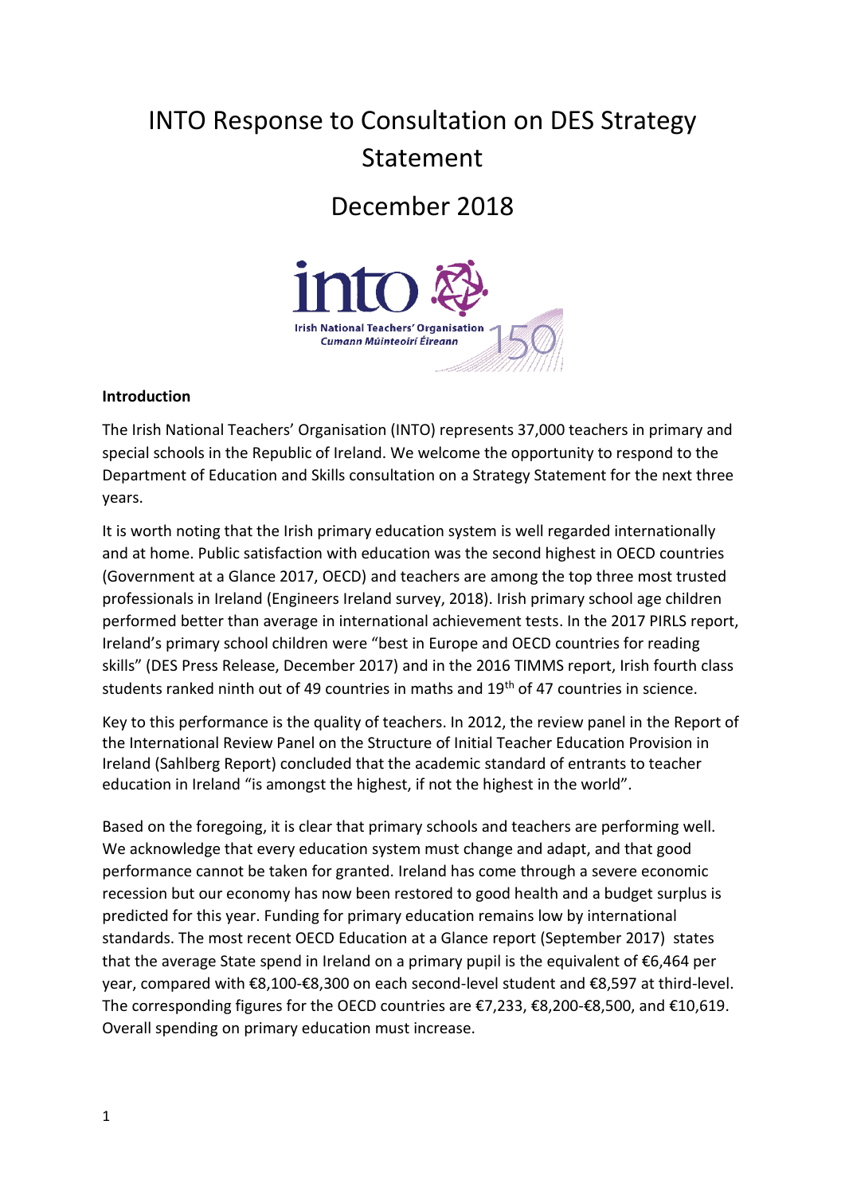# INTO Response to Consultation on DES Strategy Statement

## December 2018

### Introduction

The Irish National Teachers' Organisation (INTO) represents 37,000 teachers in primary and special schools in the Republic of Ireland. We welcome the opportunity to respond to the Department of Education and Skills consultation on a Strategy Statement for the next three years.

It is worth noting that the Irish primary education system is well regarded internationally and at home. Public satisfaction with education was the second highest in OECD countries (Government at a Glance 2017, OECD) and teachers are among the top three most trusted professionals in Ireland (Engineers Ireland survey, 2018). Irish primary school age children performed better than average in international achievement tests. In the 2017 PIRLS report, Ireland's primary school children were "best in Europe and OECD countries for reading skills" (DES Press Release, December 2017) and in the 2016 TIMMS report, Irish fourth class students ranked ninth out of 49 countries in maths and 19th of 47 countries in science.

Key to this performance is the quality of teachers. In 2012, the review panel in the Report of the International Review Panel on the Structure of Initial Teacher Education Provision in Ireland (Sahlberg Report) concluded that the academic standard of entrants to teacher education in Ireland "is amongst the highest, if not the highest in the world".

Based on the foregoing, it is clear that primary schools and teachers are performing well. We acknowledge that every education system must change and adapt, and that good performance cannot be taken for granted. Ireland has come through a severe economic recession but our economy has now been restored to good health and a budget surplus is predicted for this year. Funding for primary education remains low by international standards. The most recent OECD Education at a Glance report (September 2017) states that the average State spend in Ireland on a primary pupil is the equivalent of €6,464 per year, compared with €8,100-€8,300 on each second-level student and €8,597 at third-level. The corresponding figures for the OECD countries are €7,233, €8,200-€8,500, and €10,619. Overall spending on primary education must increase.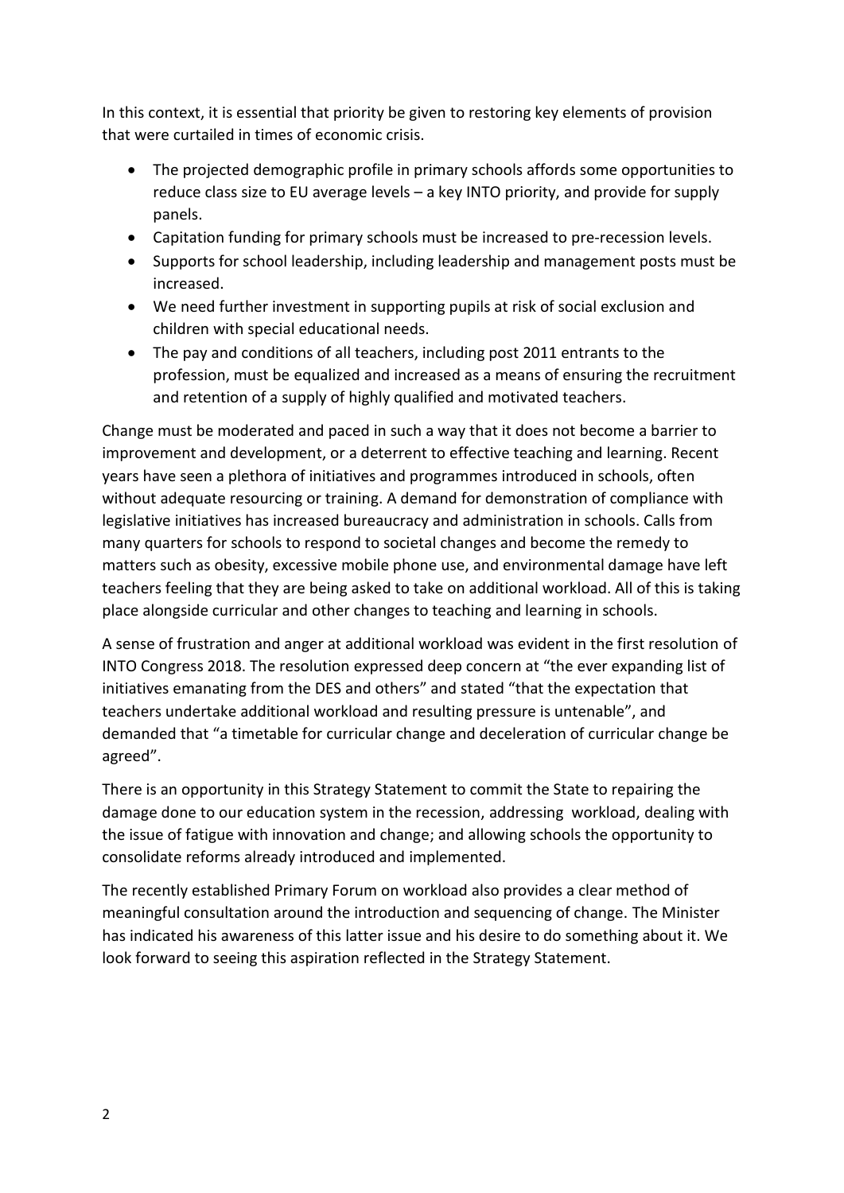In this context, it is essential that priority be given to restoring key elements of provision that were curtailed in times of economic crisis.

- The projected demographic profile in primary schools affords some opportunities to reduce class size to EU average levels – a key INTO priority, and provide for supply panels.
- Capitation funding for primary schools must be increased to pre-recession levels.
- Supports for school leadership, including leadership and management posts must be increased.
- We need further investment in supporting pupils at risk of social exclusion and children with special educational needs.
- The pay and conditions of all teachers, including post 2011 entrants to the profession, must be equalized and increased as a means of ensuring the recruitment and retention of a supply of highly qualified and motivated teachers.

Change must be moderated and paced in such a way that it does not become a barrier to improvement and development, or a deterrent to effective teaching and learning. Recent years have seen a plethora of initiatives and programmes introduced in schools, often without adequate resourcing or training. A demand for demonstration of compliance with legislative initiatives has increased bureaucracy and administration in schools. Calls from many quarters for schools to respond to societal changes and become the remedy to matters such as obesity, excessive mobile phone use, and environmental damage have left teachers feeling that they are being asked to take on additional workload. All of this is taking place alongside curricular and other changes to teaching and learning in schools.

A sense of frustration and anger at additional workload was evident in the first resolution of INTO Congress 2018. The resolution expressed deep concern at "the ever expanding list of initiatives emanating from the DES and others" and stated "that the expectation that teachers undertake additional workload and resulting pressure is untenable", and demanded that "a timetable for curricular change and deceleration of curricular change be agreed".

There is an opportunity in this Strategy Statement to commit the State to repairing the damage done to our education system in the recession, addressing workload, dealing with the issue of fatigue with innovation and change; and allowing schools the opportunity to consolidate reforms already introduced and implemented.

The recently established Primary Forum on workload also provides a clear method of meaningful consultation around the introduction and sequencing of change. The Minister has indicated his awareness of this latter issue and his desire to do something about it. We look forward to seeing this aspiration reflected in the Strategy Statement.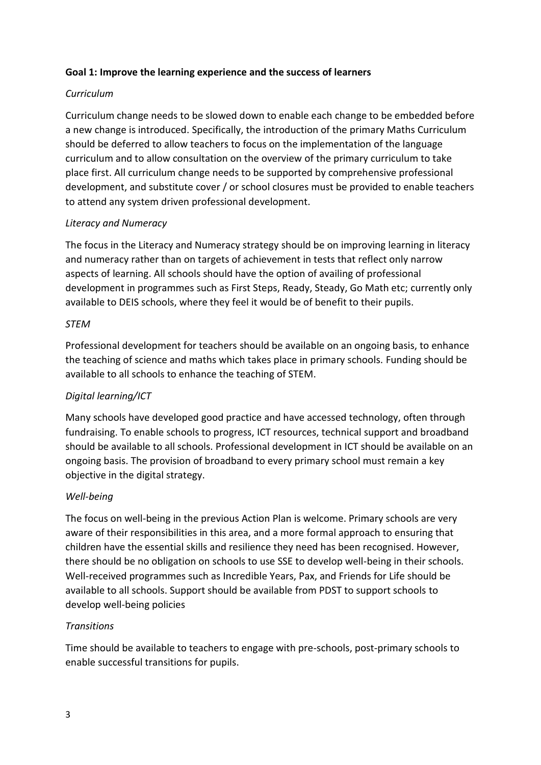**Goal 1: Improve the learning experience and the success of learners**

*Curriculum*

Curriculum change needs to be slowed down to enable each change to be embedded before a new change is introduced. Specifically, the introduction of the primary Maths Curriculum should be deferred to allow teachers to focus on the implementation of the language curriculum and to allow consultation on the overview of the primary curriculum to take place first. All curriculum change needs to be supported by comprehensive professional development, and substitute cover / or school closures must be provided to enable teachers to attend any system driven professional development.

*Literacy and Numeracy*

The focus in the Literacy and Numeracy strategy should be on improving learning in literacy and numeracy rather than on targets of achievement in tests that reflect only narrow aspects of learning. All schools should have the option of availing of professional development in programmes such as First Steps, Ready, Steady, Go Math etc; currently only available to DEIS schools, where they feel it would be of benefit to their pupils.

*STEM*

Professional development for teachers should be available on an ongoing basis, to enhance the teaching of science and maths which takes place in primary schools. Funding should be available to all schools to enhance the teaching of STEM.

*Digital learning/ICT*

Many schools have developed good practice and have accessed technology, often through fundraising. To enable schools to progress, ICT resources, technical support and broadband should be available to all schools. Professional development in ICT should be available on an ongoing basis. The provision of broadband to every primary school must remain a key objective in the digital strategy.

*Well-being*

The focus on well-being in the previous Action Plan is welcome. Primary schools are very aware of their responsibilities in this area, and a more formal approach to ensuring that children have the essential skills and resilience they need has been recognised. However, there should be no obligation on schools to use SSE to develop well-being in their schools. Well-received programmes such as Incredible Years, Pax, and Friends for Life should be available to all schools. Support should be available from PDST to support schools to develop well-being policies

*Transitions*

Time should be available to teachers to engage with pre-schools, post-primary schools to enable successful transitions for pupils.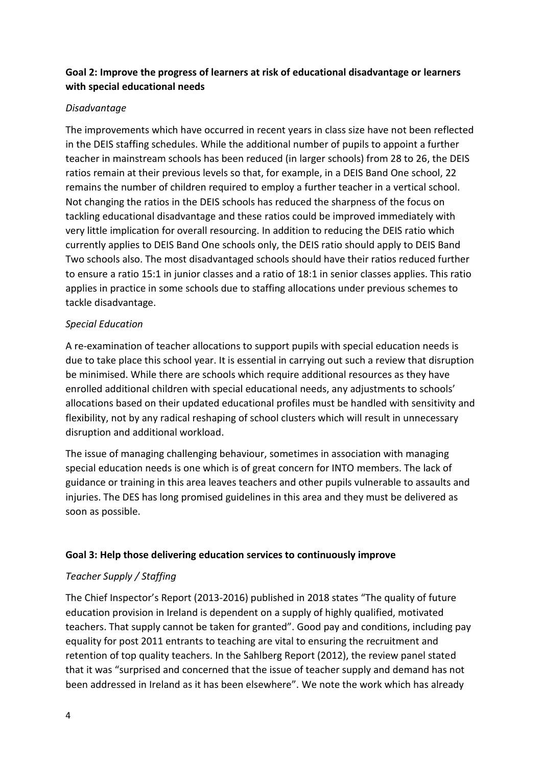**Goal 2: Improve the progress of learners at risk of educational disadvantage or learners with special educational needs**

*Disadvantage*

The improvements which have occurred in recent years in class size have not been reflected in the DEIS staffing schedules. While the additional number of pupils to appoint a further teacher in mainstream schools has been reduced (in larger schools) from 28 to 26, the DEIS ratios remain at their previous levels so that, for example, in a DEIS Band One school, 22 remains the number of children required to employ a further teacher in a vertical school. Not changing the ratios in the DEIS schools has reduced the sharpness of the focus on tackling educational disadvantage and these ratios could be improved immediately with very little implication for overall resourcing. In addition to reducing the DEIS ratio which currently applies to DEIS Band One schools only, the DEIS ratio should apply to DEIS Band Two schools also. The most disadvantaged schools should have their ratios reduced further to ensure a ratio 15:1 in junior classes and a ratio of 18:1 in senior classes applies. This ratio applies in practice in some schools due to staffing allocations under previous schemes to tackle disadvantage.

*Special Education*

A re-examination of teacher allocations to support pupils with special education needs is due to take place this school year. It is essential in carrying out such a review that disruption be minimised. While there are schools which require additional resources as they have enrolled additional children with special educational needs, any adjustments to schools' allocations based on their updated educational profiles must be handled with sensitivity and flexibility, not by any radical reshaping of school clusters which will result in unnecessary disruption and additional workload.

The issue of managing challenging behaviour, sometimes in association with managing special education needs is one which is of great concern for INTO members. The lack of guidance or training in this area leaves teachers and other pupils vulnerable to assaults and injuries. The DES has long promised guidelines in this area and they must be delivered as soon as possible.

**Goal 3: Help those delivering education services to continuously improve**

*Teacher Supply / Staffing*

The Chief Inspector's Report (2013-2016) published in 2018 states "The quality of future education provision in Ireland is dependent on a supply of highly qualified, motivated teachers. That supply cannot be taken for granted". Good pay and conditions, including pay equality for post 2011 entrants to teaching are vital to ensuring the recruitment and retention of top quality teachers. In the Sahlberg Report (2012), the review panel stated that it was "surprised and concerned that the issue of teacher supply and demand has not been addressed in Ireland as it has been elsewhere". We note the work which has already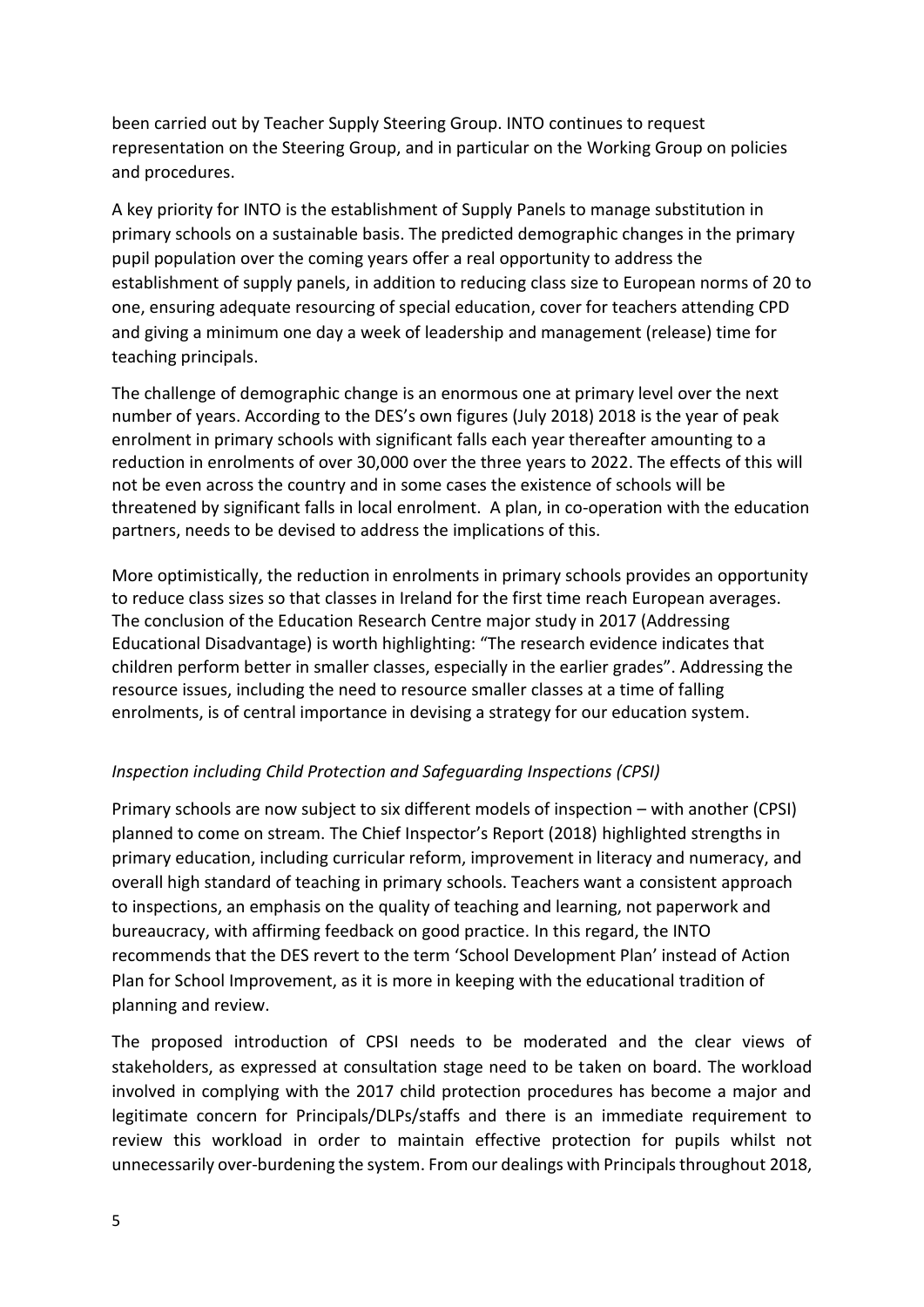been carried out by Teacher Supply Steering Group. INTO continues to request representation on the Steering Group, and in particular on the Working Group on policies and procedures.

A key priority for INTO is the establishment of Supply Panels to manage substitution in primary schools on a sustainable basis. The predicted demographic changes in the primary pupil population over the coming years offer a real opportunity to address the establishment of supply panels, in addition to reducing class size to European norms of 20 to one, ensuring adequate resourcing of special education, cover for teachers attending CPD and giving a minimum one day a week of leadership and management (release) time for teaching principals.

The challenge of demographic change is an enormous one at primary level over the next number of years. According to the DES's own figures (July 2018) 2018 is the year of peak enrolment in primary schools with significant falls each year thereafter amounting to a reduction in enrolments of over 30,000 over the three years to 2022. The effects of this will not be even across the country and in some cases the existence of schools will be threatened by significant falls in local enrolment. A plan, in co-operation with the education partners, needs to be devised to address the implications of this.

More optimistically, the reduction in enrolments in primary schools provides an opportunity to reduce class sizes so that classes in Ireland for the first time reach European averages. The conclusion of the Education Research Centre major study in 2017 (Addressing Educational Disadvantage) is worth highlighting: "The research evidence indicates that children perform better in smaller classes, especially in the earlier grades". Addressing the resource issues, including the need to resource smaller classes at a time of falling enrolments, is of central importance in devising a strategy for our education system.

*Inspection including Child Protection and Safeguarding Inspections (CPSI)*

Primary schools are now subject to six different models of inspection – with another (CPSI) planned to come on stream. The Chief Inspector's Report (2018) highlighted strengths in primary education, including curricular reform, improvement in literacy and numeracy, and overall high standard of teaching in primary schools. Teachers want a consistent approach to inspections, an emphasis on the quality of teaching and learning, not paperwork and bureaucracy, with affirming feedback on good practice. In this regard, the INTO recommends that the DES revert to the term 'School Development Plan' instead of Action Plan for School Improvement, as it is more in keeping with the educational tradition of planning and review.

The proposed introduction of CPSI needs to be moderated and the clear views of stakeholders, as expressed at consultation stage need to be taken on board. The workload involved in complying with the 2017 child protection procedures has become a major and legitimate concern for Principals/DLPs/staffs and there is an immediate requirement to review this workload in order to maintain effective protection for pupils whilst not unnecessarily over-burdening the system. From our dealings with Principals throughout 2018,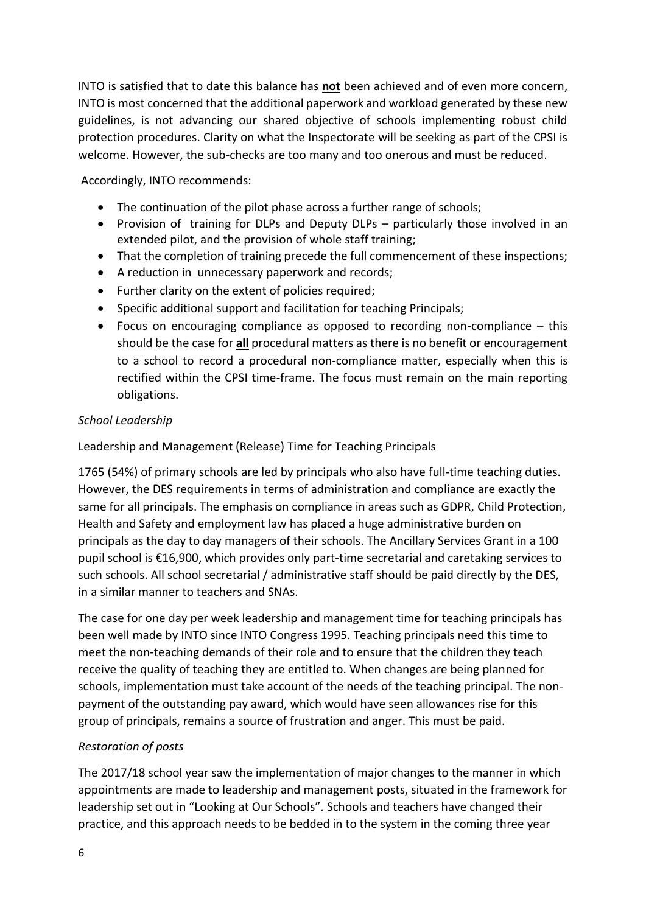INTO is satisfied that to date this balance has **not** been achieved and of even more concern, INTO is most concerned that the additional paperwork and workload generated by these new guidelines, is not advancing our shared objective of schools implementing robust child protection procedures. Clarity on what the Inspectorate will be seeking as part of the CPSI is welcome. However, the sub-checks are too many and too onerous and must be reduced.

Accordingly, INTO recommends:

- The continuation of the pilot phase across a further range of schools;
- Provision of training for DLPs and Deputy DLPs – particularly those involved in an extended pilot, and the provision of whole staff training;
- That the completion of training precede the full commencement of these inspections;
- A reduction in unnecessary paperwork and records;
- Further clarity on the extent of policies required;
- Specific additional support and facilitation for teaching Principals;
- Focus on encouraging compliance as opposed to recording non-compliance – this should be the case for **all** procedural matters as there is no benefit or encouragement to a school to record a procedural non-compliance matter, especially when this is rectified within the CPSI time-frame. The focus must remain on the main reporting obligations.

*School Leadership*

Leadership and Management (Release) Time for Teaching Principals

1765 (54%) of primary schools are led by principals who also have full-time teaching duties. However, the DES requirements in terms of administration and compliance are exactly the same for all principals. The emphasis on compliance in areas such as GDPR, Child Protection, Health and Safety and employment law has placed a huge administrative burden on principals as the day to day managers of their schools. The Ancillary Services Grant in a 100 pupil school is €16,900, which provides only part-time secretarial and caretaking services to such schools. All school secretarial / administrative staff should be paid directly by the DES, in a similar manner to teachers and SNAs.

The case for one day per week leadership and management time for teaching principals has been well made by INTO since INTO Congress 1995. Teaching principals need this time to meet the non-teaching demands of their role and to ensure that the children they teach receive the quality of teaching they are entitled to. When changes are being planned for schools, implementation must take account of the needs of the teaching principal. The non-payment of the outstanding pay award, which would have seen allowances rise for this group of principals, remains a source of frustration and anger. This must be paid.

*Restoration of posts*

The 2017/18 school year saw the implementation of major changes to the manner in which appointments are made to leadership and management posts, situated in the framework for leadership set out in "Looking at Our Schools". Schools and teachers have changed their practice, and this approach needs to be bedded in to the system in the coming three year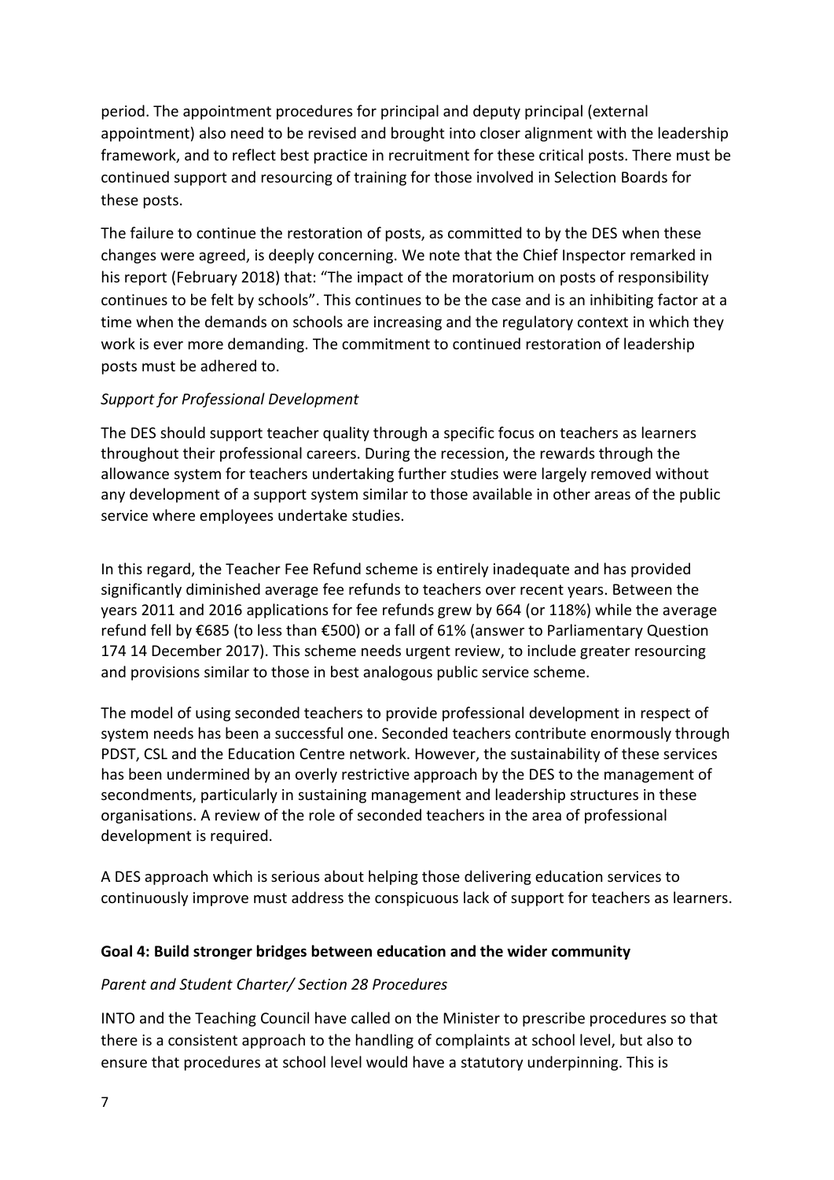period. The appointment procedures for principal and deputy principal (external appointment) also need to be revised and brought into closer alignment with the leadership framework, and to reflect best practice in recruitment for these critical posts. There must be continued support and resourcing of training for those involved in Selection Boards for these posts.

The failure to continue the restoration of posts, as committed to by the DES when these changes were agreed, is deeply concerning. We note that the Chief Inspector remarked in his report (February 2018) that: "The impact of the moratorium on posts of responsibility continues to be felt by schools". This continues to be the case and is an inhibiting factor at a time when the demands on schools are increasing and the regulatory context in which they work is ever more demanding. The commitment to continued restoration of leadership posts must be adhered to.

*Support for Professional Development*

The DES should support teacher quality through a specific focus on teachers as learners throughout their professional careers. During the recession, the rewards through the allowance system for teachers undertaking further studies were largely removed without any development of a support system similar to those available in other areas of the public service where employees undertake studies.

In this regard, the Teacher Fee Refund scheme is entirely inadequate and has provided significantly diminished average fee refunds to teachers over recent years. Between the years 2011 and 2016 applications for fee refunds grew by 664 (or 118%) while the average refund fell by €685 (to less than €500) or a fall of 61% (answer to Parliamentary Question 174 14 December 2017). This scheme needs urgent review, to include greater resourcing and provisions similar to those in best analogous public service scheme.

The model of using seconded teachers to provide professional development in respect of system needs has been a successful one. Seconded teachers contribute enormously through PDST, CSL and the Education Centre network. However, the sustainability of these services has been undermined by an overly restrictive approach by the DES to the management of secondments, particularly in sustaining management and leadership structures in these organisations. A review of the role of seconded teachers in the area of professional development is required.

A DES approach which is serious about helping those delivering education services to continuously improve must address the conspicuous lack of support for teachers as learners.

**Goal 4: Build stronger bridges between education and the wider community**

*Parent and Student Charter/ Section 28 Procedures*

INTO and the Teaching Council have called on the Minister to prescribe procedures so that there is a consistent approach to the handling of complaints at school level, but also to ensure that procedures at school level would have a statutory underpinning. This is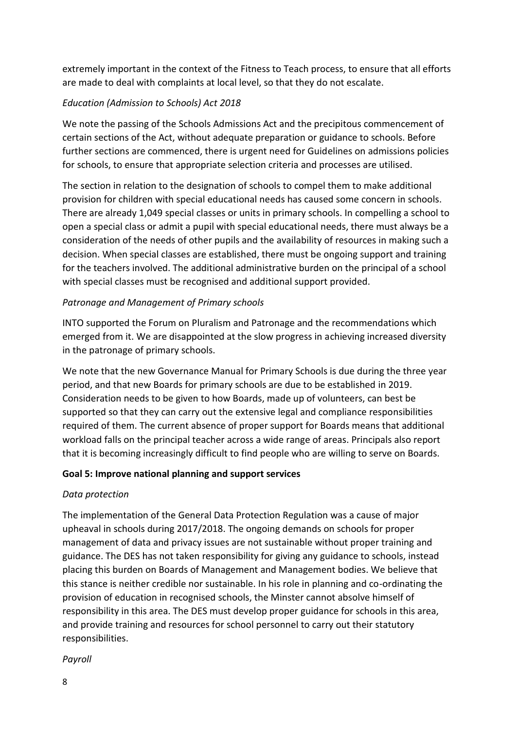extremely important in the context of the Fitness to Teach process, to ensure that all efforts are made to deal with complaints at local level, so that they do not escalate.

*Education (Admission to Schools) Act 2018*

We note the passing of the Schools Admissions Act and the precipitous commencement of certain sections of the Act, without adequate preparation or guidance to schools. Before further sections are commenced, there is urgent need for Guidelines on admissions policies for schools, to ensure that appropriate selection criteria and processes are utilised.

The section in relation to the designation of schools to compel them to make additional provision for children with special educational needs has caused some concern in schools. There are already 1,049 special classes or units in primary schools. In compelling a school to open a special class or admit a pupil with special educational needs, there must always be a consideration of the needs of other pupils and the availability of resources in making such a decision. When special classes are established, there must be ongoing support and training for the teachers involved. The additional administrative burden on the principal of a school with special classes must be recognised and additional support provided.

*Patronage and Management of Primary schools*

INTO supported the Forum on Pluralism and Patronage and the recommendations which emerged from it. We are disappointed at the slow progress in achieving increased diversity in the patronage of primary schools.

We note that the new Governance Manual for Primary Schools is due during the three year period, and that new Boards for primary schools are due to be established in 2019. Consideration needs to be given to how Boards, made up of volunteers, can best be supported so that they can carry out the extensive legal and compliance responsibilities required of them. The current absence of proper support for Boards means that additional workload falls on the principal teacher across a wide range of areas. Principals also report that it is becoming increasingly difficult to find people who are willing to serve on Boards.

**Goal 5: Improve national planning and support services**

*Data protection*

The implementation of the General Data Protection Regulation was a cause of major upheaval in schools during 2017/2018. The ongoing demands on schools for proper management of data and privacy issues are not sustainable without proper training and guidance. The DES has not taken responsibility for giving any guidance to schools, instead placing this burden on Boards of Management and Management bodies. We believe that this stance is neither credible nor sustainable. In his role in planning and co-ordinating the provision of education in recognised schools, the Minster cannot absolve himself of responsibility in this area. The DES must develop proper guidance for schools in this area, and provide training and resources for school personnel to carry out their statutory responsibilities.

*Payroll*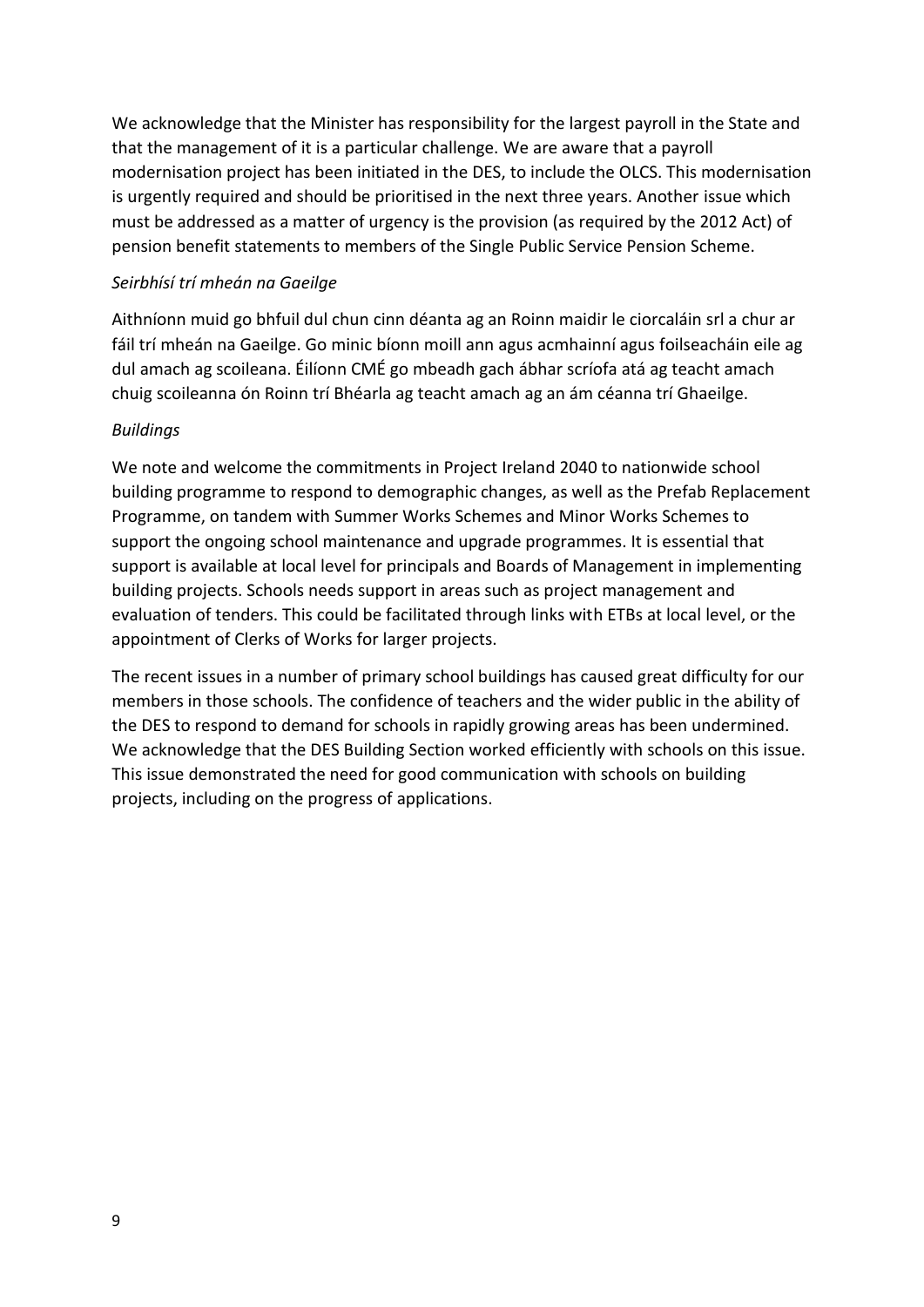We acknowledge that the Minister has responsibility for the largest payroll in the State and that the management of it is a particular challenge. We are aware that a payroll modernisation project has been initiated in the DES, to include the OLCS. This modernisation is urgently required and should be prioritised in the next three years. Another issue which must be addressed as a matter of urgency is the provision (as required by the 2012 Act) of pension benefit statements to members of the Single Public Service Pension Scheme.

*Seirbhísí trí mheán na Gaeilge*

Aithníonn muid go bhfuil dul chun cinn déanta ag an Roinn maidir le ciorcaláin srl a chur ar fáil trí mheán na Gaeilge. Go minic bíonn moill ann agus acmhainní agus foilseacháin eile ag dul amach ag scoileana. Éilíonn CMÉ go mbeadh gach ábhar scríofa atá ag teacht amach chuig scoileanna ón Roinn trí Bhéarla ag teacht amach ag an ám céanna trí Ghaeilge.

*Buildings*

We note and welcome the commitments in Project Ireland 2040 to nationwide school building programme to respond to demographic changes, as well as the Prefab Replacement Programme, on tandem with Summer Works Schemes and Minor Works Schemes to support the ongoing school maintenance and upgrade programmes. It is essential that support is available at local level for principals and Boards of Management in implementing building projects. Schools needs support in areas such as project management and evaluation of tenders. This could be facilitated through links with ETBs at local level, or the appointment of Clerks of Works for larger projects.

The recent issues in a number of primary school buildings has caused great difficulty for our members in those schools. The confidence of teachers and the wider public in the ability of the DES to respond to demand for schools in rapidly growing areas has been undermined. We acknowledge that the DES Building Section worked efficiently with schools on this issue. This issue demonstrated the need for good communication with schools on building projects, including on the progress of applications.